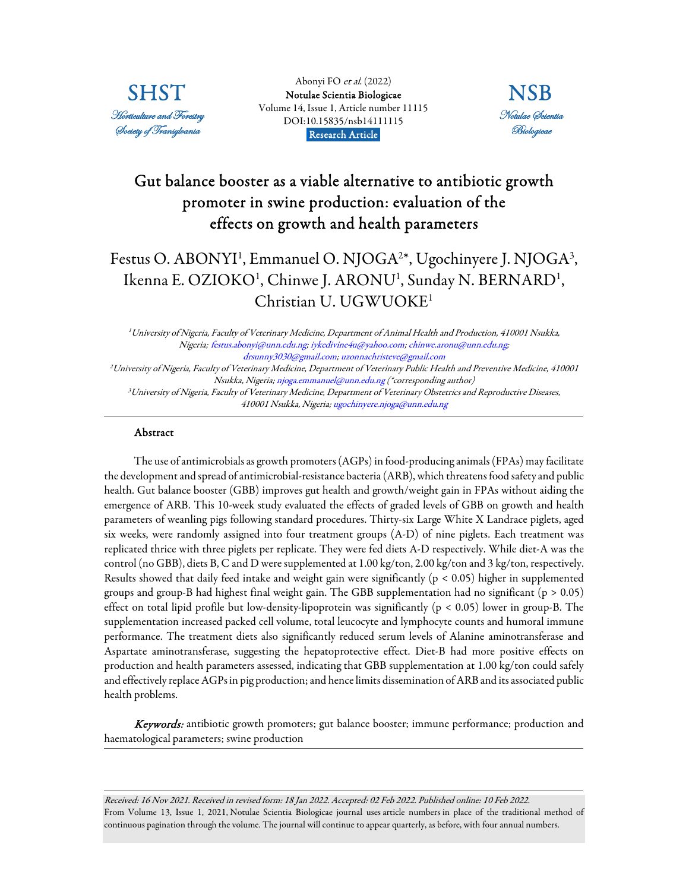SHST *Horticulture and Forestry Society of Transylvania*

Abonyi FO *et al.* (2022)
**Notulae Scientia Biologicae**
Volume 14, Issue 1, Article number 11115
DOI:10.15835/nsb14111115
**Research Article**

NSB *Notulae Scientia Biologicae*

# Gut balance booster as a viable alternative to antibiotic growth promoter in swine production: evaluation of the effects on growth and health parameters

Festus O. ABONYI[1], Emmanuel O. NJOGA[2]*, Ugochinyere J. NJOGA[3], Ikenna E. OZIOKO[1], Chinwe J. ARONU[1], Sunday N. BERNARD[1], Christian U. UGWUOKE[1]

*[1]University of Nigeria, Faculty of Veterinary Medicine, Department of Animal Health and Production, 410001 Nsukka, Nigeria; festus.abonyi@unn.edu.ng; iykedivine4u@yahoo.com; chinwe.aronu@unn.edu.ng; drsunny3030@gmail.com; uzonnachristeve@gmail.com*
*[2]University of Nigeria, Faculty of Veterinary Medicine, Department of Veterinary Public Health and Preventive Medicine, 410001 Nsukka, Nigeria; njoga.emmanuel@unn.edu.ng (*corresponding author)*
*[3]University of Nigeria, Faculty of Veterinary Medicine, Department of Veterinary Obstetrics and Reproductive Diseases, 410001 Nsukka, Nigeria; ugochinyere.njoga@unn.edu.ng*

## Abstract

The use of antimicrobials as growth promoters (AGPs) in food-producing animals (FPAs) may facilitate the development and spread of antimicrobial-resistance bacteria (ARB), which threatens food safety and public health. Gut balance booster (GBB) improves gut health and growth/weight gain in FPAs without aiding the emergence of ARB. This 10-week study evaluated the effects of graded levels of GBB on growth and health parameters of weanling pigs following standard procedures. Thirty-six Large White X Landrace piglets, aged six weeks, were randomly assigned into four treatment groups (A-D) of nine piglets. Each treatment was replicated thrice with three piglets per replicate. They were fed diets A-D respectively. While diet-A was the control (no GBB), diets B, C and D were supplemented at 1.00 kg/ton, 2.00 kg/ton and 3 kg/ton, respectively. Results showed that daily feed intake and weight gain were significantly ($p < 0.05$) higher in supplemented groups and group-B had highest final weight gain. The GBB supplementation had no significant ($p > 0.05$) effect on total lipid profile but low-density-lipoprotein was significantly ($p < 0.05$) lower in group-B. The supplementation increased packed cell volume, total leucocyte and lymphocyte counts and humoral immune performance. The treatment diets also significantly reduced serum levels of Alanine aminotransferase and Aspartate aminotransferase, suggesting the hepatoprotective effect. Diet-B had more positive effects on production and health parameters assessed, indicating that GBB supplementation at 1.00 kg/ton could safely and effectively replace AGPs in pig production; and hence limits dissemination of ARB and its associated public health problems.

***Keywords:*** antibiotic growth promoters; gut balance booster; immune performance; production and haematological parameters; swine production

*Received: 16 Nov 2021. Received in revised form: 18 Jan 2022. Accepted: 02 Feb 2022. Published online: 10 Feb 2022.*
From Volume 13, Issue 1, 2021, Notulae Scientia Biologicae journal uses article numbers in place of the traditional method of continuous pagination through the volume. The journal will continue to appear quarterly, as before, with four annual numbers.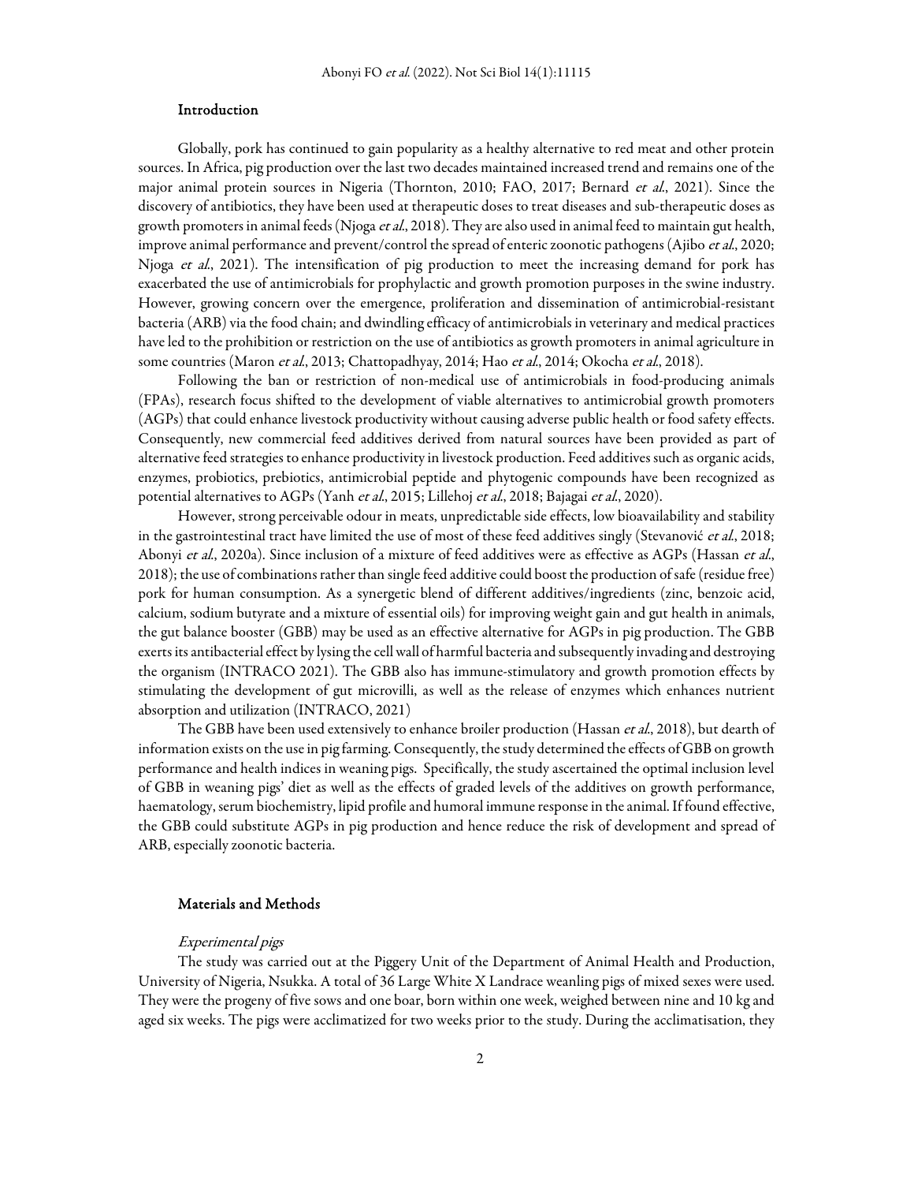## Introduction

Globally, pork has continued to gain popularity as a healthy alternative to red meat and other protein sources. In Africa, pig production over the last two decades maintained increased trend and remains one of the major animal protein sources in Nigeria (Thornton, 2010; FAO, 2017; Bernard *et al.*, 2021). Since the discovery of antibiotics, they have been used at therapeutic doses to treat diseases and sub-therapeutic doses as growth promoters in animal feeds (Njoga *et al.*, 2018). They are also used in animal feed to maintain gut health, improve animal performance and prevent/control the spread of enteric zoonotic pathogens (Ajibo *et al.*, 2020; Njoga *et al.*, 2021). The intensification of pig production to meet the increasing demand for pork has exacerbated the use of antimicrobials for prophylactic and growth promotion purposes in the swine industry. However, growing concern over the emergence, proliferation and dissemination of antimicrobial-resistant bacteria (ARB) via the food chain; and dwindling efficacy of antimicrobials in veterinary and medical practices have led to the prohibition or restriction on the use of antibiotics as growth promoters in animal agriculture in some countries (Maron *et al.*, 2013; Chattopadhyay, 2014; Hao *et al.*, 2014; Okocha *et al.*, 2018).

Following the ban or restriction of non-medical use of antimicrobials in food-producing animals (FPAs), research focus shifted to the development of viable alternatives to antimicrobial growth promoters (AGPs) that could enhance livestock productivity without causing adverse public health or food safety effects. Consequently, new commercial feed additives derived from natural sources have been provided as part of alternative feed strategies to enhance productivity in livestock production. Feed additives such as organic acids, enzymes, probiotics, prebiotics, antimicrobial peptide and phytogenic compounds have been recognized as potential alternatives to AGPs (Yanh *et al.*, 2015; Lillehoj *et al.*, 2018; Bajagai *et al.*, 2020).

However, strong perceivable odour in meats, unpredictable side effects, low bioavailability and stability in the gastrointestinal tract have limited the use of most of these feed additives singly (Stevanović *et al.*, 2018; Abonyi *et al.*, 2020a). Since inclusion of a mixture of feed additives were as effective as AGPs (Hassan *et al.*, 2018); the use of combinations rather than single feed additive could boost the production of safe (residue free) pork for human consumption. As a synergetic blend of different additives/ingredients (zinc, benzoic acid, calcium, sodium butyrate and a mixture of essential oils) for improving weight gain and gut health in animals, the gut balance booster (GBB) may be used as an effective alternative for AGPs in pig production. The GBB exerts its antibacterial effect by lysing the cell wall of harmful bacteria and subsequently invading and destroying the organism (INTRACO 2021). The GBB also has immune-stimulatory and growth promotion effects by stimulating the development of gut microvilli, as well as the release of enzymes which enhances nutrient absorption and utilization (INTRACO, 2021)

The GBB have been used extensively to enhance broiler production (Hassan *et al.*, 2018), but dearth of information exists on the use in pig farming. Consequently, the study determined the effects of GBB on growth performance and health indices in weaning pigs. Specifically, the study ascertained the optimal inclusion level of GBB in weaning pigs' diet as well as the effects of graded levels of the additives on growth performance, haematology, serum biochemistry, lipid profile and humoral immune response in the animal. If found effective, the GBB could substitute AGPs in pig production and hence reduce the risk of development and spread of ARB, especially zoonotic bacteria.

## Materials and Methods

### *Experimental pigs*

The study was carried out at the Piggery Unit of the Department of Animal Health and Production, University of Nigeria, Nsukka. A total of 36 Large White X Landrace weanling pigs of mixed sexes were used. They were the progeny of five sows and one boar, born within one week, weighed between nine and 10 kg and aged six weeks. The pigs were acclimatized for two weeks prior to the study. During the acclimatisation, they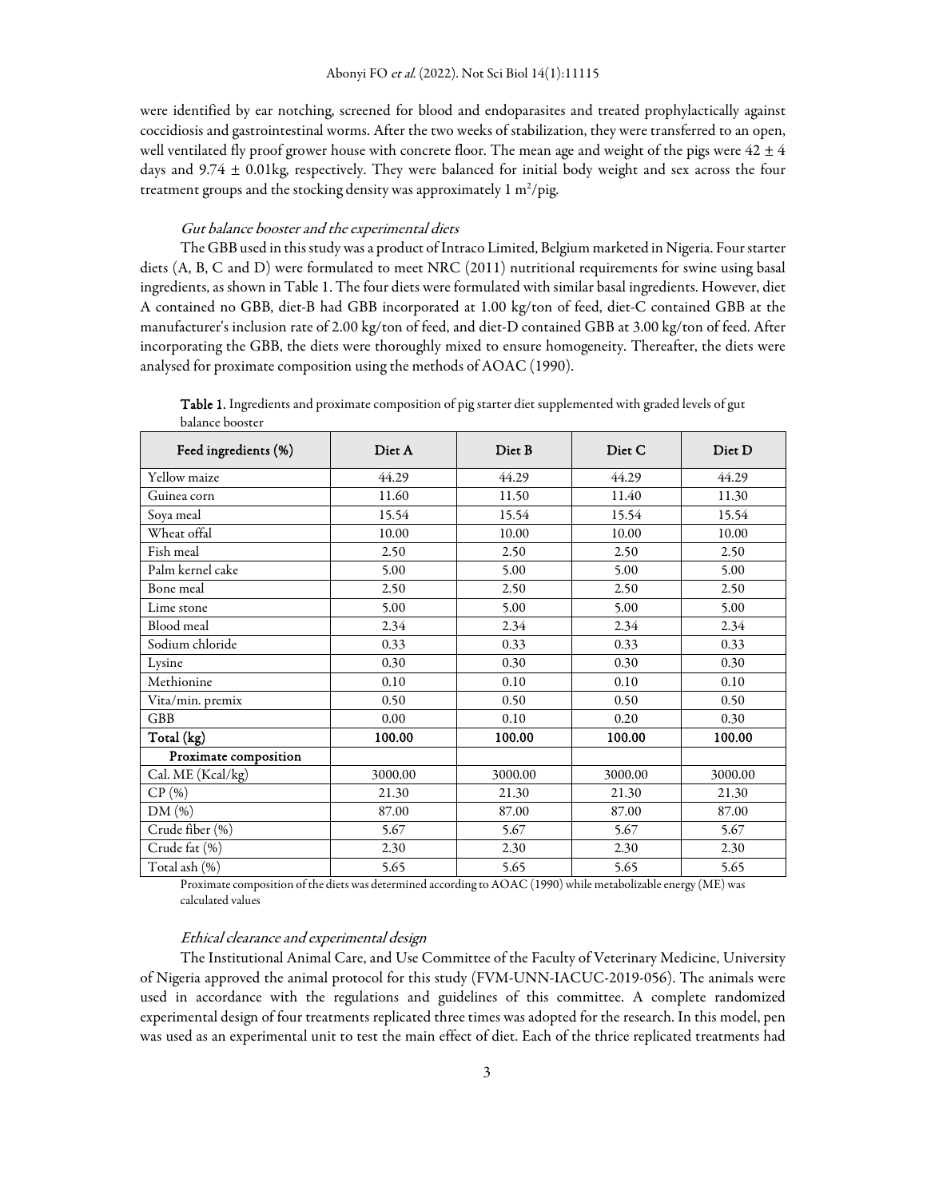were identified by ear notching, screened for blood and endoparasites and treated prophylactically against coccidiosis and gastrointestinal worms. After the two weeks of stabilization, they were transferred to an open, well ventilated fly proof grower house with concrete floor. The mean age and weight of the pigs were $42 \pm 4$ days and $9.74 \pm 0.01$kg, respectively. They were balanced for initial body weight and sex across the four treatment groups and the stocking density was approximately 1 $m^2$/pig.

### *Gut balance booster and the experimental diets*

The GBB used in this study was a product of Intraco Limited, Belgium marketed in Nigeria. Four starter diets (A, B, C and D) were formulated to meet NRC (2011) nutritional requirements for swine using basal ingredients, as shown in Table 1. The four diets were formulated with similar basal ingredients. However, diet A contained no GBB, diet-B had GBB incorporated at 1.00 kg/ton of feed, diet-C contained GBB at the manufacturer's inclusion rate of 2.00 kg/ton of feed, and diet-D contained GBB at 3.00 kg/ton of feed. After incorporating the GBB, the diets were thoroughly mixed to ensure homogeneity. Thereafter, the diets were analysed for proximate composition using the methods of AOAC (1990).

**Table 1.** Ingredients and proximate composition of pig starter diet supplemented with graded levels of gut balance booster

| Feed ingredients (%) | Diet A | Diet B | Diet C | Diet D |
|---|---|---|---|---|
| Yellow maize | 44.29 | 44.29 | 44.29 | 44.29 |
| Guinea corn | 11.60 | 11.50 | 11.40 | 11.30 |
| Soya meal | 15.54 | 15.54 | 15.54 | 15.54 |
| Wheat offal | 10.00 | 10.00 | 10.00 | 10.00 |
| Fish meal | 2.50 | 2.50 | 2.50 | 2.50 |
| Palm kernel cake | 5.00 | 5.00 | 5.00 | 5.00 |
| Bone meal | 2.50 | 2.50 | 2.50 | 2.50 |
| Lime stone | 5.00 | 5.00 | 5.00 | 5.00 |
| Blood meal | 2.34 | 2.34 | 2.34 | 2.34 |
| Sodium chloride | 0.33 | 0.33 | 0.33 | 0.33 |
| Lysine | 0.30 | 0.30 | 0.30 | 0.30 |
| Methionine | 0.10 | 0.10 | 0.10 | 0.10 |
| Vita/min. premix | 0.50 | 0.50 | 0.50 | 0.50 |
| GBB | 0.00 | 0.10 | 0.20 | 0.30 |
| **Total (kg)** | **100.00** | **100.00** | **100.00** | **100.00** |
| **Proximate composition** | | | | |
| Cal. ME (Kcal/kg) | 3000.00 | 3000.00 | 3000.00 | 3000.00 |
| CP (%) | 21.30 | 21.30 | 21.30 | 21.30 |
| DM (%) | 87.00 | 87.00 | 87.00 | 87.00 |
| Crude fiber (%) | 5.67 | 5.67 | 5.67 | 5.67 |
| Crude fat (%) | 2.30 | 2.30 | 2.30 | 2.30 |
| Total ash (%) | 5.65 | 5.65 | 5.65 | 5.65 |

Proximate composition of the diets was determined according to AOAC (1990) while metabolizable energy (ME) was calculated values

### *Ethical clearance and experimental design*

The Institutional Animal Care, and Use Committee of the Faculty of Veterinary Medicine, University of Nigeria approved the animal protocol for this study (FVM-UNN-IACUC-2019-056). The animals were used in accordance with the regulations and guidelines of this committee. A complete randomized experimental design of four treatments replicated three times was adopted for the research. In this model, pen was used as an experimental unit to test the main effect of diet. Each of the thrice replicated treatments had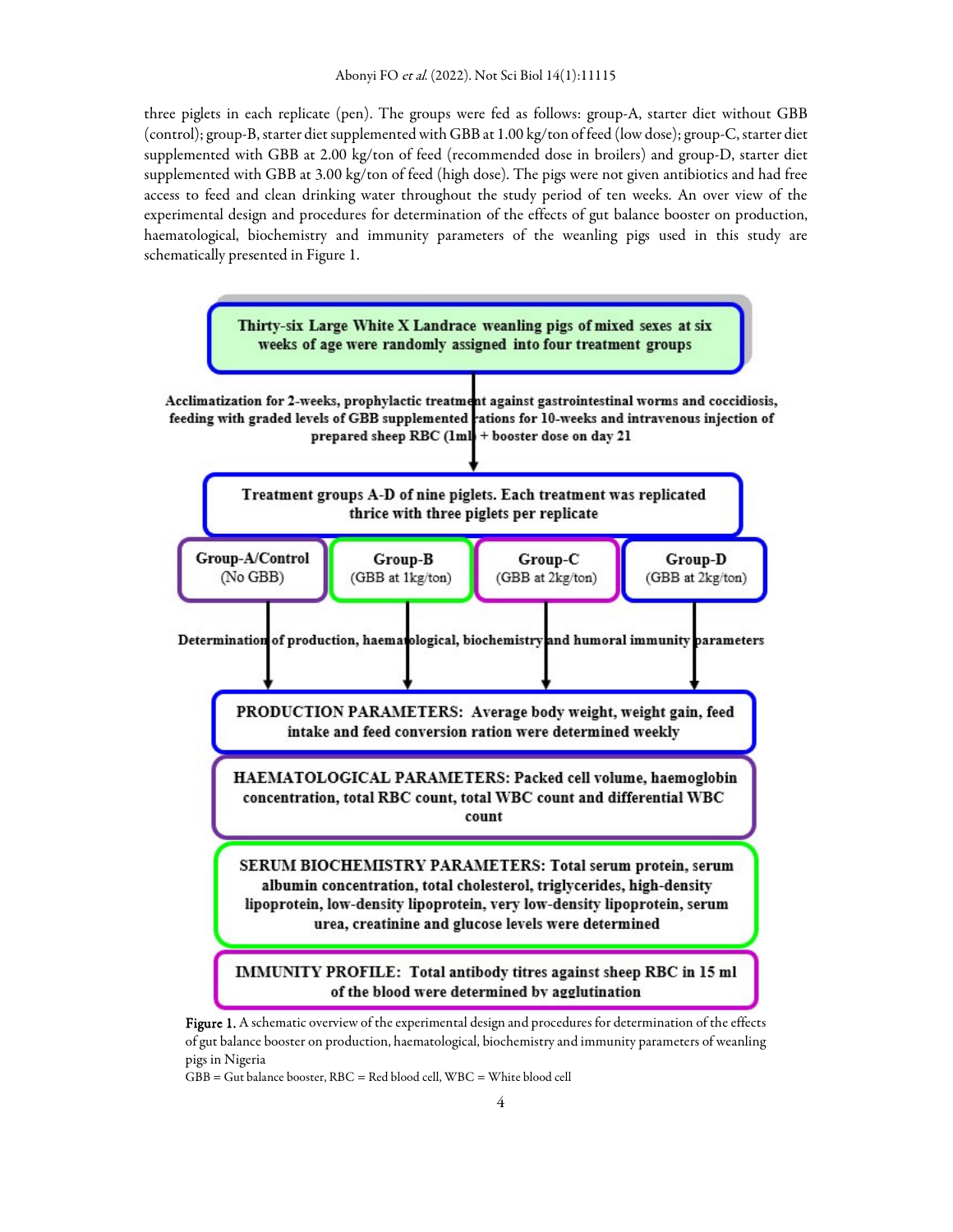three piglets in each replicate (pen). The groups were fed as follows: group-A, starter diet without GBB (control); group-B, starter diet supplemented with GBB at 1.00 kg/ton of feed (low dose); group-C, starter diet supplemented with GBB at 2.00 kg/ton of feed (recommended dose in broilers) and group-D, starter diet supplemented with GBB at 3.00 kg/ton of feed (high dose). The pigs were not given antibiotics and had free access to feed and clean drinking water throughout the study period of ten weeks. An over view of the experimental design and procedures for determination of the effects of gut balance booster on production, haematological, biochemistry and immunity parameters of the weanling pigs used in this study are schematically presented in Figure 1.

**Thirty-six Large White X Landrace weanling pigs of mixed sexes at six weeks of age were randomly assigned into four treatment groups**

**Acclimatization for 2-weeks, prophylactic treatment against gastrointestinal worms and coccidiosis, feeding with graded levels of GBB supplemented rations for 10-weeks and intravenous injection of prepared sheep RBC (1ml) + booster dose on day 21**

**Treatment groups A-D of nine piglets. Each treatment was replicated thrice with three piglets per replicate**

| **Group-A/Control** (No GBB) | **Group-B** (GBB at 1kg/ton) | **Group-C** (GBB at 2kg/ton) | **Group-D** (GBB at 2kg/ton) |
|---|---|---|---|

**Determination of production, haematological, biochemistry and humoral immunity parameters**

**PRODUCTION PARAMETERS: Average body weight, weight gain, feed intake and feed conversion ration were determined weekly**

**HAEMATOLOGICAL PARAMETERS: Packed cell volume, haemoglobin concentration, total RBC count, total WBC count and differential WBC count**

**SERUM BIOCHEMISTRY PARAMETERS: Total serum protein, serum albumin concentration, total cholesterol, triglycerides, high-density lipoprotein, low-density lipoprotein, very low-density lipoprotein, serum urea, creatinine and glucose levels were determined**

**IMMUNITY PROFILE: Total antibody titres against sheep RBC in 15 ml of the blood were determined by agglutination**

Figure 1. A schematic overview of the experimental design and procedures for determination of the effects of gut balance booster on production, haematological, biochemistry and immunity parameters of weanling pigs in Nigeria

GBB = Gut balance booster, RBC = Red blood cell, WBC = White blood cell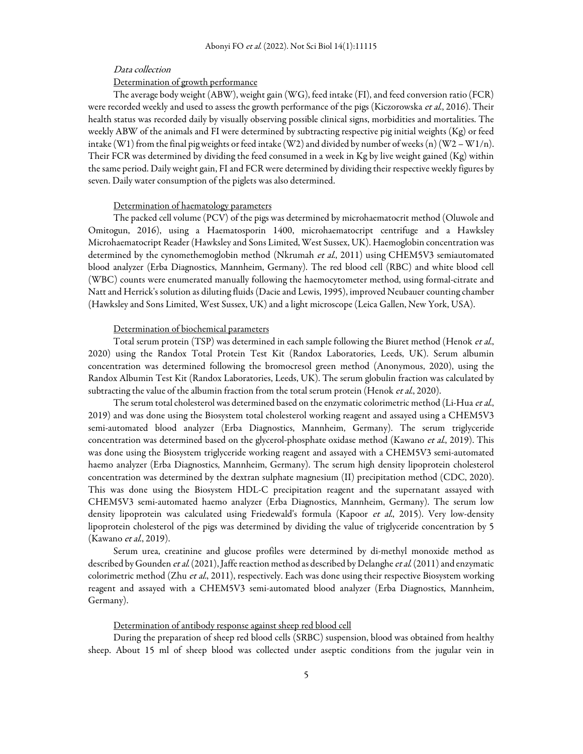*Data collection*

Determination of growth performance

The average body weight (ABW), weight gain (WG), feed intake (FI), and feed conversion ratio (FCR) were recorded weekly and used to assess the growth performance of the pigs (Kiczorowska *et al.*, 2016). Their health status was recorded daily by visually observing possible clinical signs, morbidities and mortalities. The weekly ABW of the animals and FI were determined by subtracting respective pig initial weights (Kg) or feed intake (W1) from the final pig weights or feed intake (W2) and divided by number of weeks (n) (W2 – W1/n). Their FCR was determined by dividing the feed consumed in a week in Kg by live weight gained (Kg) within the same period. Daily weight gain, FI and FCR were determined by dividing their respective weekly figures by seven. Daily water consumption of the piglets was also determined.

Determination of haematology parameters

The packed cell volume (PCV) of the pigs was determined by microhaematocrit method (Oluwole and Omitogun, 2016), using a Haematosporin 1400, microhaematocript centrifuge and a Hawksley Microhaematocript Reader (Hawksley and Sons Limited, West Sussex, UK). Haemoglobin concentration was determined by the cynomethemoglobin method (Nkrumah *et al.*, 2011) using CHEM5V3 semiautomated blood analyzer (Erba Diagnostics, Mannheim, Germany). The red blood cell (RBC) and white blood cell (WBC) counts were enumerated manually following the haemocytometer method, using formal-citrate and Natt and Herrick's solution as diluting fluids (Dacie and Lewis, 1995), improved Neubauer counting chamber (Hawksley and Sons Limited, West Sussex, UK) and a light microscope (Leica Gallen, New York, USA).

Determination of biochemical parameters

Total serum protein (TSP) was determined in each sample following the Biuret method (Henok *et al.*, 2020) using the Randox Total Protein Test Kit (Randox Laboratories, Leeds, UK). Serum albumin concentration was determined following the bromocresol green method (Anonymous, 2020), using the Randox Albumin Test Kit (Randox Laboratories, Leeds, UK). The serum globulin fraction was calculated by subtracting the value of the albumin fraction from the total serum protein (Henok *et al.*, 2020).

The serum total cholesterol was determined based on the enzymatic colorimetric method (Li-Hua *et al.*, 2019) and was done using the Biosystem total cholesterol working reagent and assayed using a CHEM5V3 semi-automated blood analyzer (Erba Diagnostics, Mannheim, Germany). The serum triglyceride concentration was determined based on the glycerol-phosphate oxidase method (Kawano *et al.*, 2019). This was done using the Biosystem triglyceride working reagent and assayed with a CHEM5V3 semi-automated haemo analyzer (Erba Diagnostics, Mannheim, Germany). The serum high density lipoprotein cholesterol concentration was determined by the dextran sulphate magnesium (II) precipitation method (CDC, 2020). This was done using the Biosystem HDL-C precipitation reagent and the supernatant assayed with CHEM5V3 semi-automated haemo analyzer (Erba Diagnostics, Mannheim, Germany). The serum low density lipoprotein was calculated using Friedewald's formula (Kapoor *et al.*, 2015). Very low-density lipoprotein cholesterol of the pigs was determined by dividing the value of triglyceride concentration by 5 (Kawano *et al.*, 2019).

Serum urea, creatinine and glucose profiles were determined by di-methyl monoxide method as described by Gounden *et al.* (2021), Jaffe reaction method as described by Delanghe *et al.* (2011) and enzymatic colorimetric method (Zhu *et al.*, 2011), respectively. Each was done using their respective Biosystem working reagent and assayed with a CHEM5V3 semi-automated blood analyzer (Erba Diagnostics, Mannheim, Germany).

Determination of antibody response against sheep red blood cell

During the preparation of sheep red blood cells (SRBC) suspension, blood was obtained from healthy sheep. About 15 ml of sheep blood was collected under aseptic conditions from the jugular vein in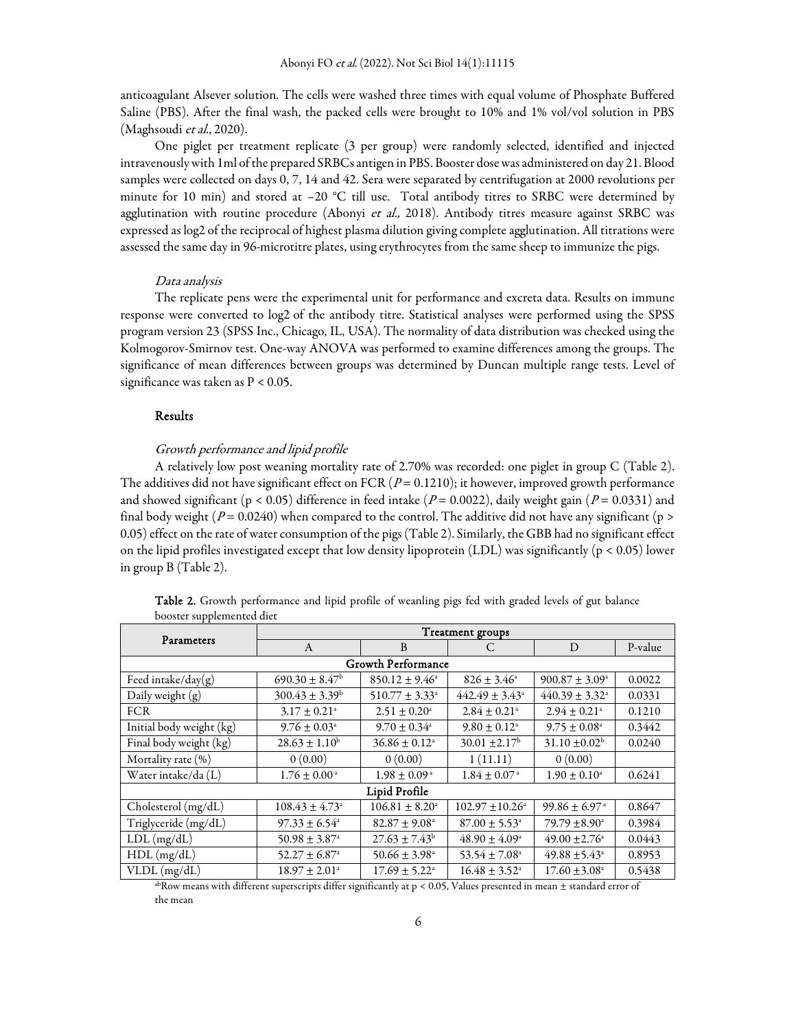anticoagulant Alsever solution. The cells were washed three times with equal volume of Phosphate Buffered Saline (PBS). After the final wash, the packed cells were brought to 10% and 1% vol/vol solution in PBS (Maghsoudi *et al*., 2020).

One piglet per treatment replicate (3 per group) were randomly selected, identified and injected intravenously with 1ml of the prepared SRBCs antigen in PBS. Booster dose was administered on day 21. Blood samples were collected on days 0, 7, 14 and 42. Sera were separated by centrifugation at 2000 revolutions per minute for 10 min) and stored at −20 °C till use. Total antibody titres to SRBC were determined by agglutination with routine procedure (Abonyi *et al.,* 2018). Antibody titres measure against SRBC was expressed as log2 of the reciprocal of highest plasma dilution giving complete agglutination. All titrations were assessed the same day in 96-microtitre plates, using erythrocytes from the same sheep to immunize the pigs.

#### *Data analysis*

The replicate pens were the experimental unit for performance and excreta data. Results on immune response were converted to log2 of the antibody titre. Statistical analyses were performed using the SPSS program version 23 (SPSS Inc., Chicago, IL, USA). The normality of data distribution was checked using the Kolmogorov-Smirnov test. One-way ANOVA was performed to examine differences among the groups. The significance of mean differences between groups was determined by Duncan multiple range tests. Level of significance was taken as $P < 0.05$.

## Results

#### *Growth performance and lipid profile*

A relatively low post weaning mortality rate of 2.70% was recorded: one piglet in group C (Table 2). The additives did not have significant effect on FCR ($P = 0.1210$); it however, improved growth performance and showed significant ($p < 0.05$) difference in feed intake ($P = 0.0022$), daily weight gain ($P = 0.0331$) and final body weight ($P = 0.0240$) when compared to the control. The additive did not have any significant ($p > 0.05$) effect on the rate of water consumption of the pigs (Table 2). Similarly, the GBB had no significant effect on the lipid profiles investigated except that low density lipoprotein (LDL) was significantly ($p < 0.05$) lower in group B (Table 2).

**Table 2.** Growth performance and lipid profile of weanling pigs fed with graded levels of gut balance booster supplemented diet

| Parameters | Treatment groups | | | | |
|---|---|---|---|---|---|
| | A | B | C | D | P-value |
| **Growth Performance** | | | | | |
| Feed intake/day(g) | $690.30 \pm 8.47^{b}$ | $850.12 \pm 9.46^{a}$ | $826 \pm 3.46^{a}$ | $900.87 \pm 3.09^{a}$ | 0.0022 |
| Daily weight (g) | $300.43 \pm 3.39^{b}$ | $510.77 \pm 3.33^{a}$ | $442.49 \pm 3.43^{a}$ | $440.39 \pm 3.32^{a}$ | 0.0331 |
| FCR | $3.17 \pm 0.21^{a}$ | $2.51 \pm 0.20^{a}$ | $2.84 \pm 0.21^{a}$ | $2.94 \pm 0.21^{a}$ | 0.1210 |
| Initial body weight (kg) | $9.76 \pm 0.03^{a}$ | $9.70 \pm 0.34^{a}$ | $9.80 \pm 0.12^{a}$ | $9.75 \pm 0.08^{a}$ | 0.3442 |
| Final body weight (kg) | $28.63 \pm 1.10^{b}$ | $36.86 \pm 0.12^{a}$ | $30.01 \pm 2.17^{b}$ | $31.10 \pm 0.02^{b}$ | 0.0240 |
| Mortality rate (%) | 0 (0.00) | 0 (0.00) | 1 (11.11) | 0 (0.00) | |
| Water intake/da (L) | $1.76 \pm 0.00^{a}$ | $1.98 \pm 0.09^{a}$ | $1.84 \pm 0.07^{a}$ | $1.90 \pm 0.10^{a}$ | 0.6241 |
| **Lipid Profile** | | | | | |
| Cholesterol (mg/dL) | $108.43 \pm 4.73^{a}$ | $106.81 \pm 8.20^{a}$ | $102.97 \pm 10.26^{a}$ | $99.86 \pm 6.97^{a}$ | 0.8647 |
| Triglyceride (mg/dL) | $97.33 \pm 6.54^{a}$ | $82.87 \pm 9.08^{a}$ | $87.00 \pm 5.53^{a}$ | $79.79 \pm 8.90^{a}$ | 0.3984 |
| LDL (mg/dL) | $50.98 \pm 3.87^{a}$ | $27.63 \pm 7.43^{b}$ | $48.90 \pm 4.09^{a}$ | $49.00 \pm 2.76^{a}$ | 0.0443 |
| HDL (mg/dL) | $52.27 \pm 6.87^{a}$ | $50.66 \pm 3.98^{a}$ | $53.54 \pm 7.08^{a}$ | $49.88 \pm 5.43^{a}$ | 0.8953 |
| VLDL (mg/dL) | $18.97 \pm 2.01^{a}$ | $17.69 \pm 5.22^{a}$ | $16.48 \pm 3.52^{a}$ | $17.60 \pm 3.08^{a}$ | 0.5438 |

[ab]Row means with different superscripts differ significantly at $p < 0.05$, Values presented in mean ± standard error of the mean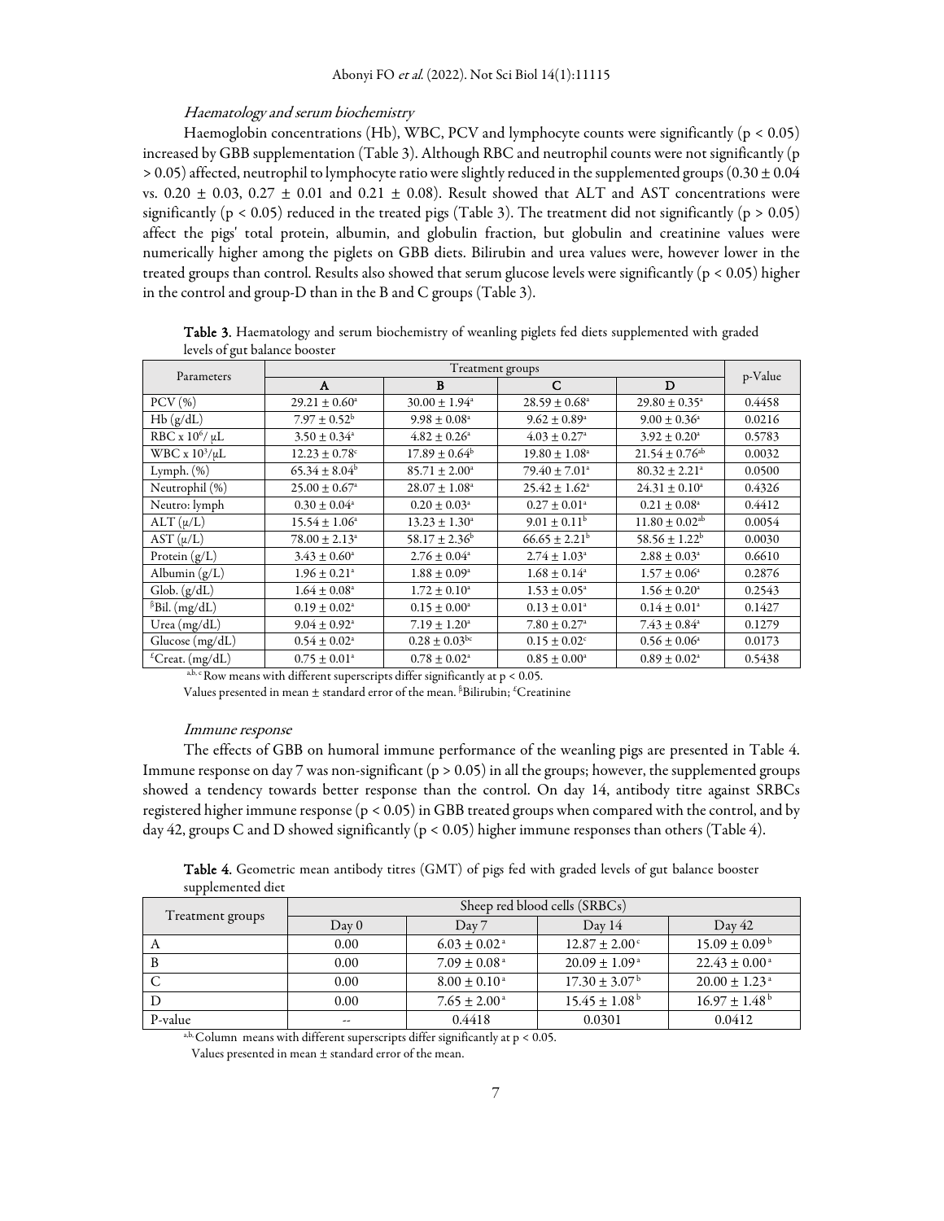### *Haematology and serum biochemistry*

Haemoglobin concentrations (Hb), WBC, PCV and lymphocyte counts were significantly ($p < 0.05$) increased by GBB supplementation (Table 3). Although RBC and neutrophil counts were not significantly ($p > 0.05$) affected, neutrophil to lymphocyte ratio were slightly reduced in the supplemented groups ($0.30 \pm 0.04$ vs. $0.20 \pm 0.03$, $0.27 \pm 0.01$ and $0.21 \pm 0.08$). Result showed that ALT and AST concentrations were significantly ($p < 0.05$) reduced in the treated pigs (Table 3). The treatment did not significantly ($p > 0.05$) affect the pigs' total protein, albumin, and globulin fraction, but globulin and creatinine values were numerically higher among the piglets on GBB diets. Bilirubin and urea values were, however lower in the treated groups than control. Results also showed that serum glucose levels were significantly ($p < 0.05$) higher in the control and group-D than in the B and C groups (Table 3).

**Table 3.** Haematology and serum biochemistry of weanling piglets fed diets supplemented with graded levels of gut balance booster

| Parameters | Treatment groups | | | | p-Value |
|---|---|---|---|---|---|
| | A | B | C | D | |
| PCV (%) | $29.21 \pm 0.60^{a}$ | $30.00 \pm 1.94^{a}$ | $28.59 \pm 0.68^{a}$ | $29.80 \pm 0.35^{a}$ | 0.4458 |
| Hb (g/dL) | $7.97 \pm 0.52^{b}$ | $9.98 \pm 0.08^{a}$ | $9.62 \pm 0.89^{a}$ | $9.00 \pm 0.36^{a}$ | 0.0216 |
| RBC x $10^6$/ μL | $3.50 \pm 0.34^{a}$ | $4.82 \pm 0.26^{a}$ | $4.03 \pm 0.27^{a}$ | $3.92 \pm 0.20^{a}$ | 0.5783 |
| WBC x $10^3$/μL | $12.23 \pm 0.78^{c}$ | $17.89 \pm 0.64^{b}$ | $19.80 \pm 1.08^{a}$ | $21.54 \pm 0.76^{ab}$ | 0.0032 |
| Lymph. (%) | $65.34 \pm 8.04^{b}$ | $85.71 \pm 2.00^{a}$ | $79.40 \pm 7.01^{a}$ | $80.32 \pm 2.21^{a}$ | 0.0500 |
| Neutrophil (%) | $25.00 \pm 0.67^{a}$ | $28.07 \pm 1.08^{a}$ | $25.42 \pm 1.62^{a}$ | $24.31 \pm 0.10^{a}$ | 0.4326 |
| Neutro: lymph | $0.30 \pm 0.04^{a}$ | $0.20 \pm 0.03^{a}$ | $0.27 \pm 0.01^{a}$ | $0.21 \pm 0.08^{a}$ | 0.4412 |
| ALT (μ/L) | $15.54 \pm 1.06^{a}$ | $13.23 \pm 1.30^{a}$ | $9.01 \pm 0.11^{b}$ | $11.80 \pm 0.02^{ab}$ | 0.0054 |
| AST (μ/L) | $78.00 \pm 2.13^{a}$ | $58.17 \pm 2.36^{b}$ | $66.65 \pm 2.21^{b}$ | $58.56 \pm 1.22^{b}$ | 0.0030 |
| Protein (g/L) | $3.43 \pm 0.60^{a}$ | $2.76 \pm 0.04^{a}$ | $2.74 \pm 1.03^{a}$ | $2.88 \pm 0.03^{a}$ | 0.6610 |
| Albumin (g/L) | $1.96 \pm 0.21^{a}$ | $1.88 \pm 0.09^{a}$ | $1.68 \pm 0.14^{a}$ | $1.57 \pm 0.06^{a}$ | 0.2876 |
| Glob. (g/dL) | $1.64 \pm 0.08^{a}$ | $1.72 \pm 0.10^{a}$ | $1.53 \pm 0.05^{a}$ | $1.56 \pm 0.20^{a}$ | 0.2543 |
| [ß]Bil. (mg/dL) | $0.19 \pm 0.02^{a}$ | $0.15 \pm 0.00^{a}$ | $0.13 \pm 0.01^{a}$ | $0.14 \pm 0.01^{a}$ | 0.1427 |
| Urea (mg/dL) | $9.04 \pm 0.92^{a}$ | $7.19 \pm 1.20^{a}$ | $7.80 \pm 0.27^{a}$ | $7.43 \pm 0.84^{a}$ | 0.1279 |
| Glucose (mg/dL) | $0.54 \pm 0.02^{a}$ | $0.28 \pm 0.03^{bc}$ | $0.15 \pm 0.02^{c}$ | $0.56 \pm 0.06^{a}$ | 0.0173 |
| [£]Creat. (mg/dL) | $0.75 \pm 0.01^{a}$ | $0.78 \pm 0.02^{a}$ | $0.85 \pm 0.00^{a}$ | $0.89 \pm 0.02^{a}$ | 0.5438 |

[a,b, c] Row means with different superscripts differ significantly at $p < 0.05$.

Values presented in mean ± standard error of the mean. [ß]Bilirubin; [£]Creatinine

### *Immune response*

The effects of GBB on humoral immune performance of the weanling pigs are presented in Table 4. Immune response on day 7 was non-significant ($p > 0.05$) in all the groups; however, the supplemented groups showed a tendency towards better response than the control. On day 14, antibody titre against SRBCs registered higher immune response ($p < 0.05$) in GBB treated groups when compared with the control, and by day 42, groups C and D showed significantly ($p < 0.05$) higher immune responses than others (Table 4).

**Table 4.** Geometric mean antibody titres (GMT) of pigs fed with graded levels of gut balance booster supplemented diet

| Treatment groups | Sheep red blood cells (SRBCs) | | | |
|---|---|---|---|---|
| | Day 0 | Day 7 | Day 14 | Day 42 |
| A | 0.00 | $6.03 \pm 0.02^{a}$ | $12.87 \pm 2.00^{c}$ | $15.09 \pm 0.09^{b}$ |
| B | 0.00 | $7.09 \pm 0.08^{a}$ | $20.09 \pm 1.09^{a}$ | $22.43 \pm 0.00^{a}$ |
| C | 0.00 | $8.00 \pm 0.10^{a}$ | $17.30 \pm 3.07^{b}$ | $20.00 \pm 1.23^{a}$ |
| D | 0.00 | $7.65 \pm 2.00^{a}$ | $15.45 \pm 1.08^{b}$ | $16.97 \pm 1.48^{b}$ |
| P-value | -- | 0.4418 | 0.0301 | 0.0412 |

[a,b,] Column means with different superscripts differ significantly at $p < 0.05$.

Values presented in mean ± standard error of the mean.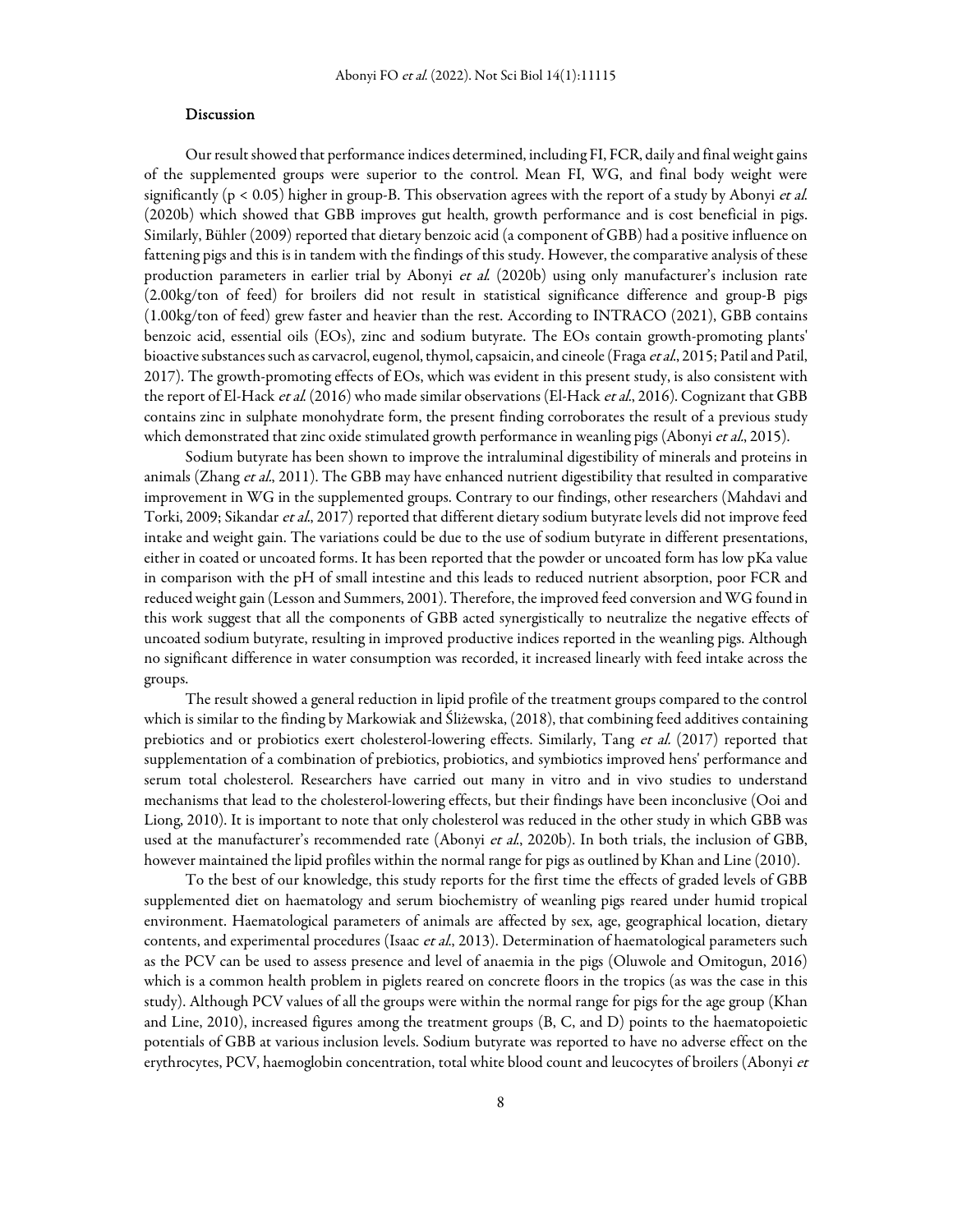## Discussion

Our result showed that performance indices determined, including FI, FCR, daily and final weight gains of the supplemented groups were superior to the control. Mean FI, WG, and final body weight were significantly ($p < 0.05$) higher in group-B. This observation agrees with the report of a study by Abonyi *et al.* (2020b) which showed that GBB improves gut health, growth performance and is cost beneficial in pigs. Similarly, Bühler (2009) reported that dietary benzoic acid (a component of GBB) had a positive influence on fattening pigs and this is in tandem with the findings of this study. However, the comparative analysis of these production parameters in earlier trial by Abonyi *et al.* (2020b) using only manufacturer's inclusion rate (2.00kg/ton of feed) for broilers did not result in statistical significance difference and group-B pigs (1.00kg/ton of feed) grew faster and heavier than the rest. According to INTRACO (2021), GBB contains benzoic acid, essential oils (EOs), zinc and sodium butyrate. The EOs contain growth-promoting plants' bioactive substances such as carvacrol, eugenol, thymol, capsaicin, and cineole (Fraga *et al.*, 2015; Patil and Patil, 2017). The growth-promoting effects of EOs, which was evident in this present study, is also consistent with the report of El-Hack *et al.* (2016) who made similar observations (El-Hack *et al.*, 2016). Cognizant that GBB contains zinc in sulphate monohydrate form, the present finding corroborates the result of a previous study which demonstrated that zinc oxide stimulated growth performance in weanling pigs (Abonyi *et al.*, 2015).

Sodium butyrate has been shown to improve the intraluminal digestibility of minerals and proteins in animals (Zhang *et al.*, 2011). The GBB may have enhanced nutrient digestibility that resulted in comparative improvement in WG in the supplemented groups. Contrary to our findings, other researchers (Mahdavi and Torki, 2009; Sikandar *et al.*, 2017) reported that different dietary sodium butyrate levels did not improve feed intake and weight gain. The variations could be due to the use of sodium butyrate in different presentations, either in coated or uncoated forms. It has been reported that the powder or uncoated form has low pKa value in comparison with the pH of small intestine and this leads to reduced nutrient absorption, poor FCR and reduced weight gain (Lesson and Summers, 2001). Therefore, the improved feed conversion and WG found in this work suggest that all the components of GBB acted synergistically to neutralize the negative effects of uncoated sodium butyrate, resulting in improved productive indices reported in the weanling pigs. Although no significant difference in water consumption was recorded, it increased linearly with feed intake across the groups.

The result showed a general reduction in lipid profile of the treatment groups compared to the control which is similar to the finding by Markowiak and Śliżewska, (2018), that combining feed additives containing prebiotics and or probiotics exert cholesterol-lowering effects. Similarly, Tang *et al.* (2017) reported that supplementation of a combination of prebiotics, probiotics, and symbiotics improved hens' performance and serum total cholesterol. Researchers have carried out many in vitro and in vivo studies to understand mechanisms that lead to the cholesterol-lowering effects, but their findings have been inconclusive (Ooi and Liong, 2010). It is important to note that only cholesterol was reduced in the other study in which GBB was used at the manufacturer's recommended rate (Abonyi *et al.*, 2020b). In both trials, the inclusion of GBB, however maintained the lipid profiles within the normal range for pigs as outlined by Khan and Line (2010).

To the best of our knowledge, this study reports for the first time the effects of graded levels of GBB supplemented diet on haematology and serum biochemistry of weanling pigs reared under humid tropical environment. Haematological parameters of animals are affected by sex, age, geographical location, dietary contents, and experimental procedures (Isaac *et al.*, 2013). Determination of haematological parameters such as the PCV can be used to assess presence and level of anaemia in the pigs (Oluwole and Omitogun, 2016) which is a common health problem in piglets reared on concrete floors in the tropics (as was the case in this study). Although PCV values of all the groups were within the normal range for pigs for the age group (Khan and Line, 2010), increased figures among the treatment groups (B, C, and D) points to the haematopoietic potentials of GBB at various inclusion levels. Sodium butyrate was reported to have no adverse effect on the erythrocytes, PCV, haemoglobin concentration, total white blood count and leucocytes of broilers (Abonyi *et*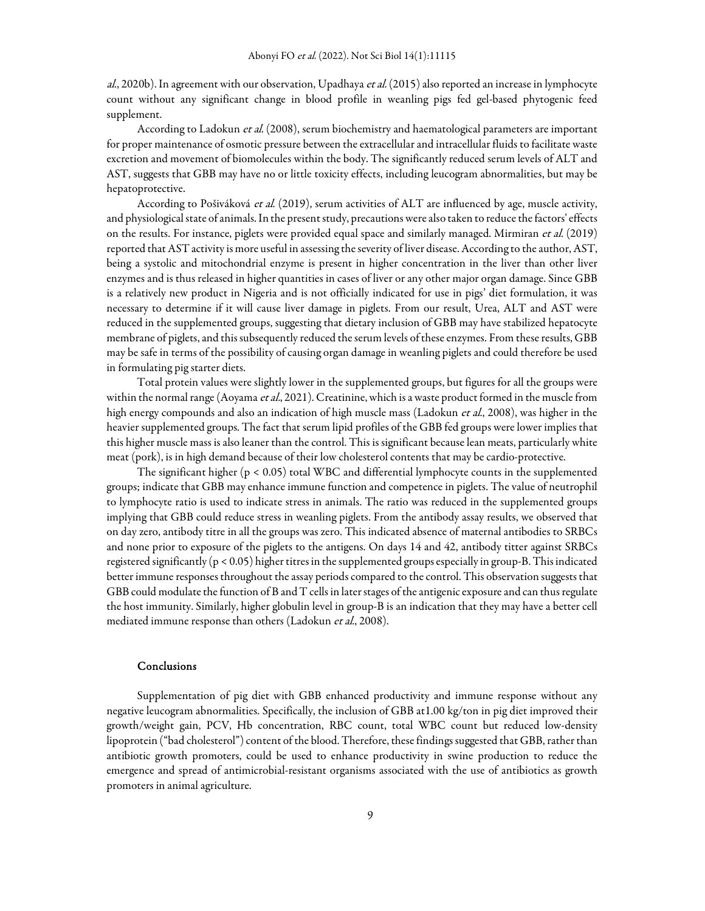*al.*, 2020b). In agreement with our observation, Upadhaya *et al.* (2015) also reported an increase in lymphocyte count without any significant change in blood profile in weanling pigs fed gel-based phytogenic feed supplement.

According to Ladokun *et al.* (2008), serum biochemistry and haematological parameters are important for proper maintenance of osmotic pressure between the extracellular and intracellular fluids to facilitate waste excretion and movement of biomolecules within the body. The significantly reduced serum levels of ALT and AST, suggests that GBB may have no or little toxicity effects, including leucogram abnormalities, but may be hepatoprotective.

According to Pošiváková *et al.* (2019), serum activities of ALT are influenced by age, muscle activity, and physiological state of animals. In the present study, precautions were also taken to reduce the factors' effects on the results. For instance, piglets were provided equal space and similarly managed. Mirmiran *et al.* (2019) reported that AST activity is more useful in assessing the severity of liver disease. According to the author, AST, being a systolic and mitochondrial enzyme is present in higher concentration in the liver than other liver enzymes and is thus released in higher quantities in cases of liver or any other major organ damage. Since GBB is a relatively new product in Nigeria and is not officially indicated for use in pigs' diet formulation, it was necessary to determine if it will cause liver damage in piglets. From our result, Urea, ALT and AST were reduced in the supplemented groups, suggesting that dietary inclusion of GBB may have stabilized hepatocyte membrane of piglets, and this subsequently reduced the serum levels of these enzymes. From these results, GBB may be safe in terms of the possibility of causing organ damage in weanling piglets and could therefore be used in formulating pig starter diets.

Total protein values were slightly lower in the supplemented groups, but figures for all the groups were within the normal range (Aoyama *et al.*, 2021). Creatinine, which is a waste product formed in the muscle from high energy compounds and also an indication of high muscle mass (Ladokun *et al.*, 2008), was higher in the heavier supplemented groups. The fact that serum lipid profiles of the GBB fed groups were lower implies that this higher muscle mass is also leaner than the control. This is significant because lean meats, particularly white meat (pork), is in high demand because of their low cholesterol contents that may be cardio-protective.

The significant higher ($p < 0.05$) total WBC and differential lymphocyte counts in the supplemented groups; indicate that GBB may enhance immune function and competence in piglets. The value of neutrophil to lymphocyte ratio is used to indicate stress in animals. The ratio was reduced in the supplemented groups implying that GBB could reduce stress in weanling piglets. From the antibody assay results, we observed that on day zero, antibody titre in all the groups was zero. This indicated absence of maternal antibodies to SRBCs and none prior to exposure of the piglets to the antigens. On days 14 and 42, antibody titter against SRBCs registered significantly ($p < 0.05$) higher titres in the supplemented groups especially in group-B. This indicated better immune responses throughout the assay periods compared to the control. This observation suggests that GBB could modulate the function of B and T cells in later stages of the antigenic exposure and can thus regulate the host immunity. Similarly, higher globulin level in group-B is an indication that they may have a better cell mediated immune response than others (Ladokun *et al.*, 2008).

## Conclusions

Supplementation of pig diet with GBB enhanced productivity and immune response without any negative leucogram abnormalities. Specifically, the inclusion of GBB at1.00 kg/ton in pig diet improved their growth/weight gain, PCV, Hb concentration, RBC count, total WBC count but reduced low-density lipoprotein ("bad cholesterol") content of the blood. Therefore, these findings suggested that GBB, rather than antibiotic growth promoters, could be used to enhance productivity in swine production to reduce the emergence and spread of antimicrobial-resistant organisms associated with the use of antibiotics as growth promoters in animal agriculture.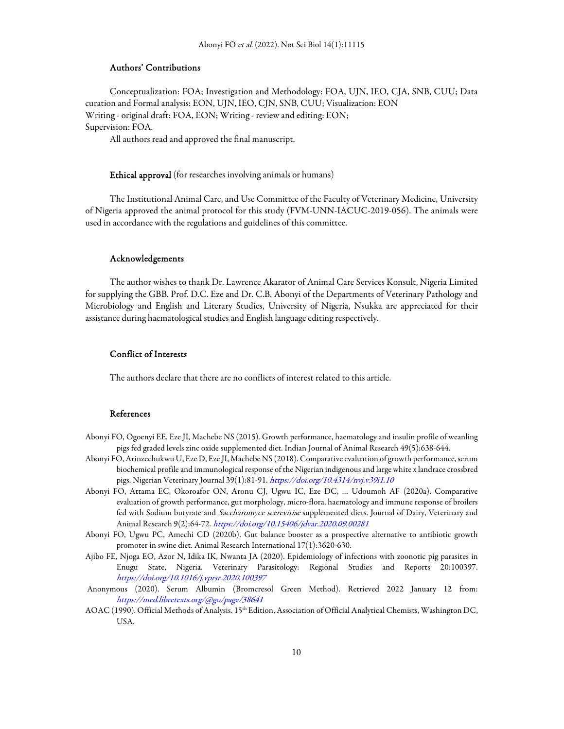## Authors' Contributions

Conceptualization: FOA; Investigation and Methodology: FOA, UJN, IEO, CJA, SNB, CUU; Data curation and Formal analysis: EON, UJN, IEO, CJN, SNB, CUU; Visualization: EON
Writing - original draft: FOA, EON; Writing - review and editing: EON;
Supervision: FOA.

All authors read and approved the final manuscript.

## Ethical approval (for researches involving animals or humans)

The Institutional Animal Care, and Use Committee of the Faculty of Veterinary Medicine, University of Nigeria approved the animal protocol for this study (FVM-UNN-IACUC-2019-056). The animals were used in accordance with the regulations and guidelines of this committee.

## Acknowledgements

The author wishes to thank Dr. Lawrence Akarator of Animal Care Services Konsult, Nigeria Limited for supplying the GBB. Prof. D.C. Eze and Dr. C.B. Abonyi of the Departments of Veterinary Pathology and Microbiology and English and Literary Studies, University of Nigeria, Nsukka are appreciated for their assistance during haematological studies and English language editing respectively.

## Conflict of Interests

The authors declare that there are no conflicts of interest related to this article.

## References

Abonyi FO, Ogoenyi EE, Eze JI, Machebe NS (2015). Growth performance, haematology and insulin profile of weanling pigs fed graded levels zinc oxide supplemented diet. Indian Journal of Animal Research 49(5):638-644.

Abonyi FO, Arinzechukwu U, Eze D, Eze JI, Machebe NS (2018). Comparative evaluation of growth performance, serum biochemical profile and immunological response of the Nigerian indigenous and large white x landrace crossbred pigs. Nigerian Veterinary Journal 39(1):81-91. *https://doi.org/10.4314/nvj.v39i1.10*

Abonyi FO, Attama EC, Okoroafor ON, Aronu CJ, Ugwu IC, Eze DC, … Udoumoh AF (2020a). Comparative evaluation of growth performance, gut morphology, micro-flora, haematology and immune response of broilers fed with Sodium butyrate and *Saccharomyce scerevisiae* supplemented diets. Journal of Dairy, Veterinary and Animal Research 9(2):64-72. *https://doi.org/10.15406/jdvar.2020.09.00281*

Abonyi FO, Ugwu PC, Amechi CD (2020b). Gut balance booster as a prospective alternative to antibiotic growth promoter in swine diet. Animal Research International 17(1):3620-630.

Ajibo FE, Njoga EO, Azor N, Idika IK, Nwanta JA (2020). Epidemiology of infections with zoonotic pig parasites in Enugu State, Nigeria. Veterinary Parasitology: Regional Studies and Reports 20:100397. *https://doi.org/10.1016/j.vprsr.2020.100397*

Anonymous (2020). Serum Albumin (Bromcresol Green Method). Retrieved 2022 January 12 from: *https://med.libretexts.org/@go/page/38641*

AOAC (1990). Official Methods of Analysis. 15th Edition, Association of Official Analytical Chemists, Washington DC, USA.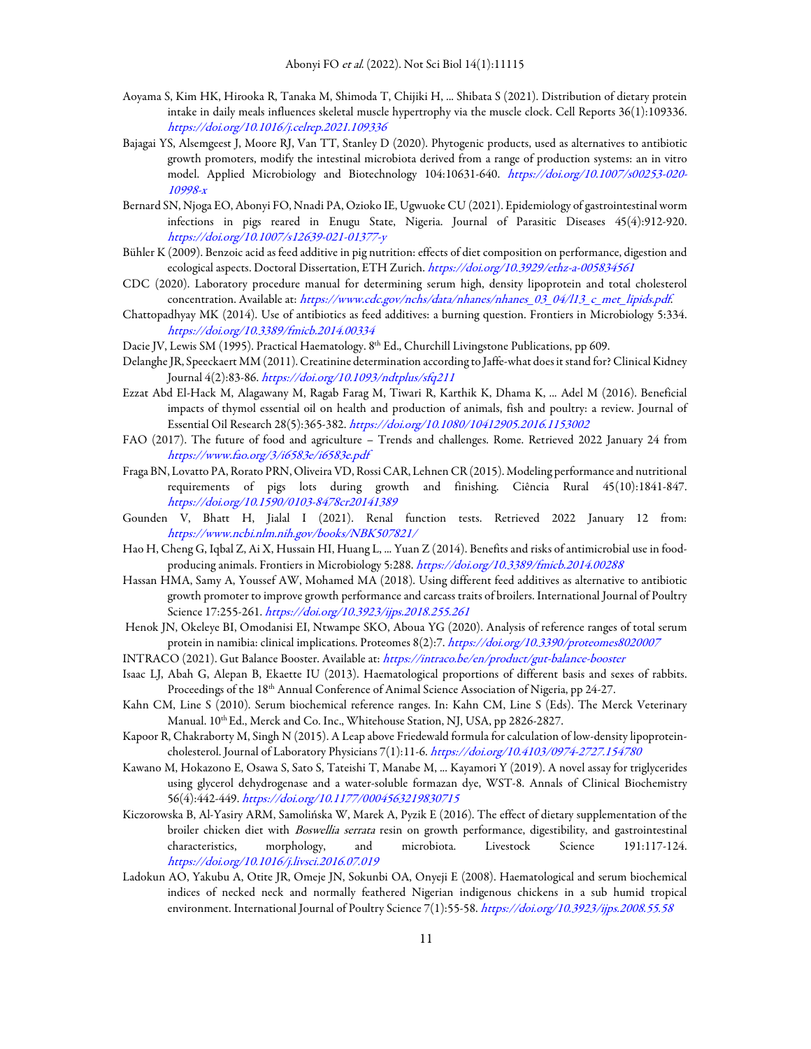Aoyama S, Kim HK, Hirooka R, Tanaka M, Shimoda T, Chijiki H, ... Shibata S (2021). Distribution of dietary protein intake in daily meals influences skeletal muscle hypertrophy via the muscle clock. Cell Reports 36(1):109336. *https://doi.org/10.1016/j.celrep.2021.109336*

Bajagai YS, Alsemgeest J, Moore RJ, Van TT, Stanley D (2020). Phytogenic products, used as alternatives to antibiotic growth promoters, modify the intestinal microbiota derived from a range of production systems: an in vitro model. Applied Microbiology and Biotechnology 104:10631-640. *https://doi.org/10.1007/s00253-020-10998-x*

Bernard SN, Njoga EO, Abonyi FO, Nnadi PA, Ozioko IE, Ugwuoke CU (2021). Epidemiology of gastrointestinal worm infections in pigs reared in Enugu State, Nigeria. Journal of Parasitic Diseases 45(4):912-920. *https://doi.org/10.1007/s12639-021-01377-y*

Bühler K (2009). Benzoic acid as feed additive in pig nutrition: effects of diet composition on performance, digestion and ecological aspects. Doctoral Dissertation, ETH Zurich. *https://doi.org/10.3929/ethz-a-005834561*

CDC (2020). Laboratory procedure manual for determining serum high, density lipoprotein and total cholesterol concentration. Available at: *https://www.cdc.gov/nchs/data/nhanes/nhanes_03_04/l13_c_met_lipids.pdf.*

Chattopadhyay MK (2014). Use of antibiotics as feed additives: a burning question. Frontiers in Microbiology 5:334. *https://doi.org/10.3389/fmicb.2014.00334*

Dacie JV, Lewis SM (1995). Practical Haematology. 8th Ed., Churchill Livingstone Publications, pp 609.

Delanghe JR, Speeckaert MM (2011). Creatinine determination according to Jaffe-what does it stand for? Clinical Kidney Journal 4(2):83-86. *https://doi.org/10.1093/ndtplus/sfq211*

Ezzat Abd El-Hack M, Alagawany M, Ragab Farag M, Tiwari R, Karthik K, Dhama K, ... Adel M (2016). Beneficial impacts of thymol essential oil on health and production of animals, fish and poultry: a review. Journal of Essential Oil Research 28(5):365-382. *https://doi.org/10.1080/10412905.2016.1153002*

FAO (2017). The future of food and agriculture – Trends and challenges. Rome. Retrieved 2022 January 24 from *https://www.fao.org/3/i6583e/i6583e.pdf*

Fraga BN, Lovatto PA, Rorato PRN, Oliveira VD, Rossi CAR, Lehnen CR (2015). Modeling performance and nutritional requirements of pigs lots during growth and finishing. Ciência Rural 45(10):1841-847. *https://doi.org/10.1590/0103-8478cr20141389*

Gounden V, Bhatt H, Jialal I (2021). Renal function tests. Retrieved 2022 January 12 from: *https://www.ncbi.nlm.nih.gov/books/NBK507821/*

Hao H, Cheng G, Iqbal Z, Ai X, Hussain HI, Huang L, ... Yuan Z (2014). Benefits and risks of antimicrobial use in food-producing animals. Frontiers in Microbiology 5:288. *https://doi.org/10.3389/fmicb.2014.00288*

Hassan HMA, Samy A, Youssef AW, Mohamed MA (2018). Using different feed additives as alternative to antibiotic growth promoter to improve growth performance and carcass traits of broilers. International Journal of Poultry Science 17:255-261. *https://doi.org/10.3923/ijps.2018.255.261*

Henok JN, Okeleye BI, Omodanisi EI, Ntwampe SKO, Aboua YG (2020). Analysis of reference ranges of total serum protein in namibia: clinical implications. Proteomes 8(2):7. *https://doi.org/10.3390/proteomes8020007*

INTRACO (2021). Gut Balance Booster. Available at: *https://intraco.be/en/product/gut-balance-booster*

Isaac LJ, Abah G, Alepan B, Ekaette IU (2013). Haematological proportions of different basis and sexes of rabbits. Proceedings of the 18th Annual Conference of Animal Science Association of Nigeria, pp 24-27.

Kahn CM, Line S (2010). Serum biochemical reference ranges. In: Kahn CM, Line S (Eds). The Merck Veterinary Manual. 10th Ed., Merck and Co. Inc., Whitehouse Station, NJ, USA, pp 2826-2827.

Kapoor R, Chakraborty M, Singh N (2015). A Leap above Friedewald formula for calculation of low-density lipoprotein-cholesterol. Journal of Laboratory Physicians 7(1):11-6. *https://doi.org/10.4103/0974-2727.154780*

Kawano M, Hokazono E, Osawa S, Sato S, Tateishi T, Manabe M, ... Kayamori Y (2019). A novel assay for triglycerides using glycerol dehydrogenase and a water-soluble formazan dye, WST-8. Annals of Clinical Biochemistry 56(4):442-449. *https://doi.org/10.1177/0004563219830715*

Kiczorowska B, Al-Yasiry ARM, Samolińska W, Marek A, Pyzik E (2016). The effect of dietary supplementation of the broiler chicken diet with *Boswellia serrata* resin on growth performance, digestibility, and gastrointestinal characteristics, morphology, and microbiota. Livestock Science 191:117-124. *https://doi.org/10.1016/j.livsci.2016.07.019*

Ladokun AO, Yakubu A, Otite JR, Omeje JN, Sokunbi OA, Onyeji E (2008). Haematological and serum biochemical indices of necked neck and normally feathered Nigerian indigenous chickens in a sub humid tropical environment. International Journal of Poultry Science 7(1):55-58. *https://doi.org/10.3923/ijps.2008.55.58*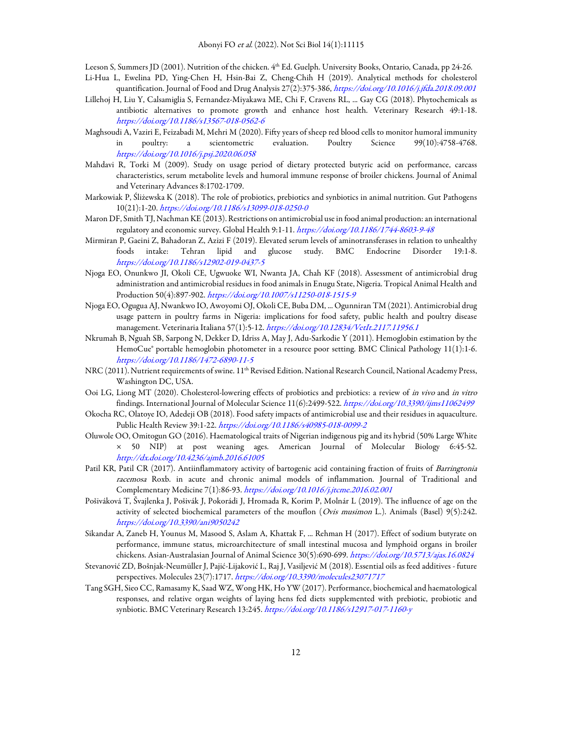Leeson S, Summers JD (2001). Nutrition of the chicken. 4th Ed. Guelph. University Books, Ontario, Canada, pp 24-26.

Li-Hua L, Ewelina PD, Ying-Chen H, Hsin-Bai Z, Cheng-Chih H (2019). Analytical methods for cholesterol quantification. Journal of Food and Drug Analysis 27(2):375-386, *https://doi.org/10.1016/j.jfda.2018.09.001*

Lillehoj H, Liu Y, Calsamiglia S, Fernandez-Miyakawa ME, Chi F, Cravens RL, … Gay CG (2018). Phytochemicals as antibiotic alternatives to promote growth and enhance host health. Veterinary Research 49:1-18. *https://doi.org/10.1186/s13567-018-0562-6*

Maghsoudi A, Vaziri E, Feizabadi M, Mehri M (2020). Fifty years of sheep red blood cells to monitor humoral immunity in poultry: a scientometric evaluation. Poultry Science 99(10):4758-4768. *https://doi.org/10.1016/j.psj.2020.06.058*

Mahdavi R, Torki M (2009). Study on usage period of dietary protected butyric acid on performance, carcass characteristics, serum metabolite levels and humoral immune response of broiler chickens. Journal of Animal and Veterinary Advances 8:1702-1709.

Markowiak P, Śliżewska K (2018). The role of probiotics, prebiotics and synbiotics in animal nutrition. Gut Pathogens 10(21):1-20. *https://doi.org/10.1186/s13099-018-0250-0*

Maron DF, Smith TJ, Nachman KE (2013). Restrictions on antimicrobial use in food animal production: an international regulatory and economic survey. Global Health 9:1-11. *https://doi.org/10.1186/1744-8603-9-48*

Mirmiran P, Gaeini Z, Bahadoran Z, Azizi F (2019). Elevated serum levels of aminotransferases in relation to unhealthy foods intake: Tehran lipid and glucose study. BMC Endocrine Disorder 19:1-8. *https://doi.org/10.1186/s12902-019-0437-5*

Njoga EO, Onunkwo JI, Okoli CE, Ugwuoke WI, Nwanta JA, Chah KF (2018). Assessment of antimicrobial drug administration and antimicrobial residues in food animals in Enugu State, Nigeria. Tropical Animal Health and Production 50(4):897-902. *https://doi.org/10.1007/s11250-018-1515-9*

Njoga EO, Ogugua AJ, Nwankwo IO, Awoyomi OJ, Okoli CE, Buba DM, … Ogunniran TM (2021). Antimicrobial drug usage pattern in poultry farms in Nigeria: implications for food safety, public health and poultry disease management. Veterinaria Italiana 57(1):5-12. *https://doi.org/10.12834/VetIt.2117.11956.1*

Nkrumah B, Nguah SB, Sarpong N, Dekker D, Idriss A, May J, Adu-Sarkodie Y (2011). Hemoglobin estimation by the HemoCue® portable hemoglobin photometer in a resource poor setting. BMC Clinical Pathology 11(1):1-6. *https://doi.org/10.1186/1472-6890-11-5*

NRC (2011). Nutrient requirements of swine. 11th Revised Edition. National Research Council, National Academy Press, Washington DC, USA.

Ooi LG, Liong MT (2020). Cholesterol-lowering effects of probiotics and prebiotics: a review of *in vivo* and *in vitro* findings. International Journal of Molecular Science 11(6):2499-522. *https://doi.org/10.3390/ijms11062499*

Okocha RC, Olatoye IO, Adedeji OB (2018). Food safety impacts of antimicrobial use and their residues in aquaculture. Public Health Review 39:1-22. *https://doi.org/10.1186/s40985-018-0099-2*

Oluwole OO, Omitogun GO (2016). Haematological traits of Nigerian indigenous pig and its hybrid (50% Large White × 50 NIP) at post weaning ages. American Journal of Molecular Biology 6:45-52. *http://dx.doi.org/10.4236/ajmb.2016.61005*

Patil KR, Patil CR (2017). Antiinflammatory activity of bartogenic acid containing fraction of fruits of *Barringtonia racemosa* Roxb. in acute and chronic animal models of inflammation. Journal of Traditional and Complementary Medicine 7(1):86-93. *https://doi.org/10.1016/j.jtcme.2016.02.001*

Pošiváková T, Švajlenka J, Pošivák J, Pokorádi J, Hromada R, Korim P, Molnár L (2019). The influence of age on the activity of selected biochemical parameters of the mouflon (*Ovis musimon* L.). Animals (Basel) 9(5):242. *https://doi.org/10.3390/ani9050242*

Sikandar A, Zaneb H, Younus M, Masood S, Aslam A, Khattak F, … Rehman H (2017). Effect of sodium butyrate on performance, immune status, microarchitecture of small intestinal mucosa and lymphoid organs in broiler chickens. Asian-Australasian Journal of Animal Science 30(5):690-699. *https://doi.org/10.5713/ajas.16.0824*

Stevanović ZD, Bošnjak-Neumüller J, Pajić-Lijaković I., Raj J, Vasiljević M (2018). Essential oils as feed additives - future perspectives. Molecules 23(7):1717. *https://doi.org/10.3390/molecules23071717*

Tang SGH, Sieo CC, Ramasamy K, Saad WZ, Wong HK, Ho YW (2017). Performance, biochemical and haematological responses, and relative organ weights of laying hens fed diets supplemented with prebiotic, probiotic and synbiotic. BMC Veterinary Research 13:245. *https://doi.org/10.1186/s12917-017-1160-y*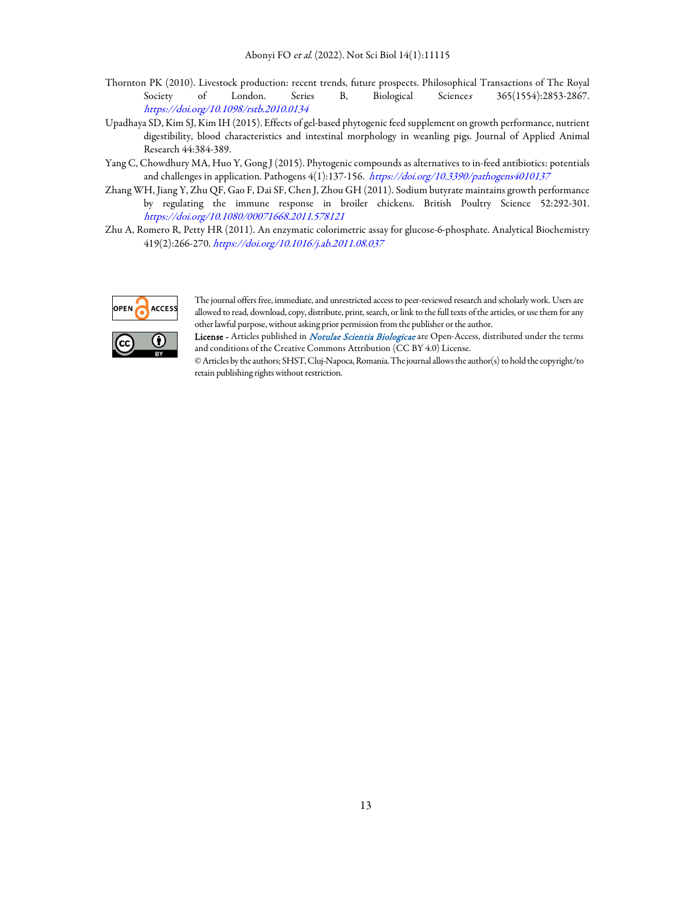Thornton PK (2010). Livestock production: recent trends, future prospects. Philosophical Transactions of The Royal Society of London. Series B, Biological Sciences 365(1554):2853-2867. *https://doi.org/10.1098/rstb.2010.0134*

Upadhaya SD, Kim SJ, Kim IH (2015). Effects of gel-based phytogenic feed supplement on growth performance, nutrient digestibility, blood characteristics and intestinal morphology in weanling pigs. Journal of Applied Animal Research 44:384-389.

Yang C, Chowdhury MA, Huo Y, Gong J (2015). Phytogenic compounds as alternatives to in-feed antibiotics: potentials and challenges in application. Pathogens 4(1):137-156. *https://doi.org/10.3390/pathogens4010137*

Zhang WH, Jiang Y, Zhu QF, Gao F, Dai SF, Chen J, Zhou GH (2011). Sodium butyrate maintains growth performance by regulating the immune response in broiler chickens. British Poultry Science 52:292-301. *https://doi.org/10.1080/00071668.2011.578121*

Zhu A, Romero R, Petty HR (2011). An enzymatic colorimetric assay for glucose-6-phosphate. Analytical Biochemistry 419(2):266-270. *https://doi.org/10.1016/j.ab.2011.08.037*

The journal offers free, immediate, and unrestricted access to peer-reviewed research and scholarly work. Users are allowed to read, download, copy, distribute, print, search, or link to the full texts of the articles, or use them for any other lawful purpose, without asking prior permission from the publisher or the author.

**License** - Articles published in *Notulae Scientia Biologicae* are Open-Access, distributed under the terms and conditions of the Creative Commons Attribution (CC BY 4.0) License.

© Articles by the authors; SHST, Cluj-Napoca, Romania. The journal allows the author(s) to hold the copyright/to retain publishing rights without restriction.